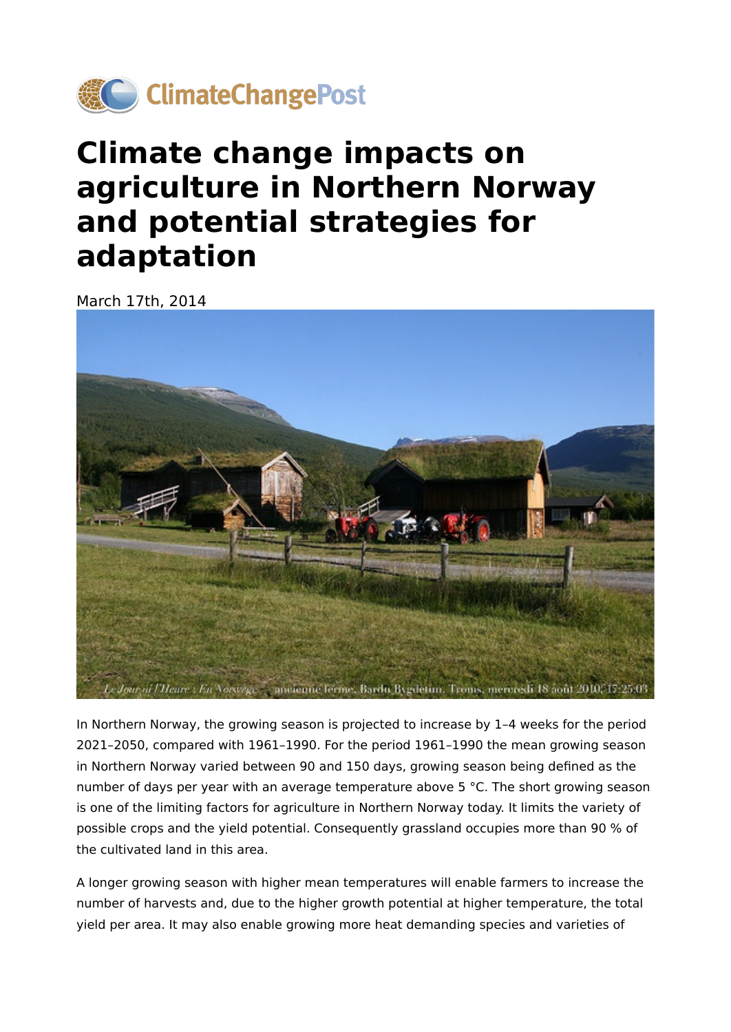# Climate change impacts on agriculture in Northern Norway and potential strategies for adaptation

March 17th, 2014

In Northern Norway, the growing season is projected to increase by 1–4 weeks for the period 2021–2050, compared with 1961–1990. For the period 1961–1990 the mean growing season in Northern Norway varied between 90 and 150 days, growing season being defined as the number of days per year with an average temperature above 5 °C. The short growing season is one of the limiting factors for agriculture in Northern Norway today. It limits the variety of possible crops and the yield potential. Consequently grassland occupies more than 90 % of the cultivated land in this area.

A longer growing season with higher mean temperatures will enable farmers to increase the number of harvests and, due to the higher growth potential at higher temperature, the total yield per area. It may also enable growing more heat demanding species and varieties of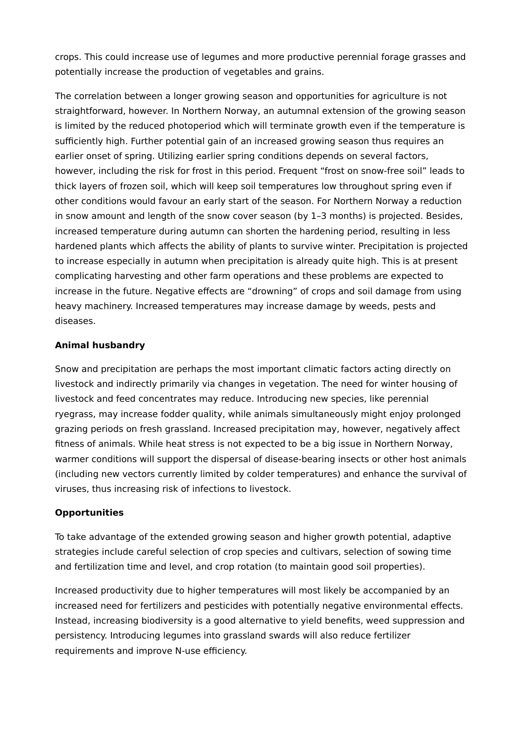crops. This could increase use of legumes and more productive perennial forage grasses and potentially increase the production of vegetables and grains.

The correlation between a longer growing season and opportunities for agriculture is not straightforward, however. In Northern Norway, an autumnal extension of the growing season is limited by the reduced photoperiod which will terminate growth even if the temperature is sufficiently high. Further potential gain of an increased growing season thus requires an earlier onset of spring. Utilizing earlier spring conditions depends on several factors, however, including the risk for frost in this period. Frequent "frost on snow-free soil" leads to thick layers of frozen soil, which will keep soil temperatures low throughout spring even if other conditions would favour an early start of the season. For Northern Norway a reduction in snow amount and length of the snow cover season (by 1–3 months) is projected. Besides, increased temperature during autumn can shorten the hardening period, resulting in less hardened plants which affects the ability of plants to survive winter. Precipitation is projected to increase especially in autumn when precipitation is already quite high. This is at present complicating harvesting and other farm operations and these problems are expected to increase in the future. Negative effects are "drowning" of crops and soil damage from using heavy machinery. Increased temperatures may increase damage by weeds, pests and diseases.

**Animal husbandry**

Snow and precipitation are perhaps the most important climatic factors acting directly on livestock and indirectly primarily via changes in vegetation. The need for winter housing of livestock and feed concentrates may reduce. Introducing new species, like perennial ryegrass, may increase fodder quality, while animals simultaneously might enjoy prolonged grazing periods on fresh grassland. Increased precipitation may, however, negatively affect fitness of animals. While heat stress is not expected to be a big issue in Northern Norway, warmer conditions will support the dispersal of disease-bearing insects or other host animals (including new vectors currently limited by colder temperatures) and enhance the survival of viruses, thus increasing risk of infections to livestock.

**Opportunities**

To take advantage of the extended growing season and higher growth potential, adaptive strategies include careful selection of crop species and cultivars, selection of sowing time and fertilization time and level, and crop rotation (to maintain good soil properties).

Increased productivity due to higher temperatures will most likely be accompanied by an increased need for fertilizers and pesticides with potentially negative environmental effects. Instead, increasing biodiversity is a good alternative to yield benefits, weed suppression and persistency. Introducing legumes into grassland swards will also reduce fertilizer requirements and improve N-use efficiency.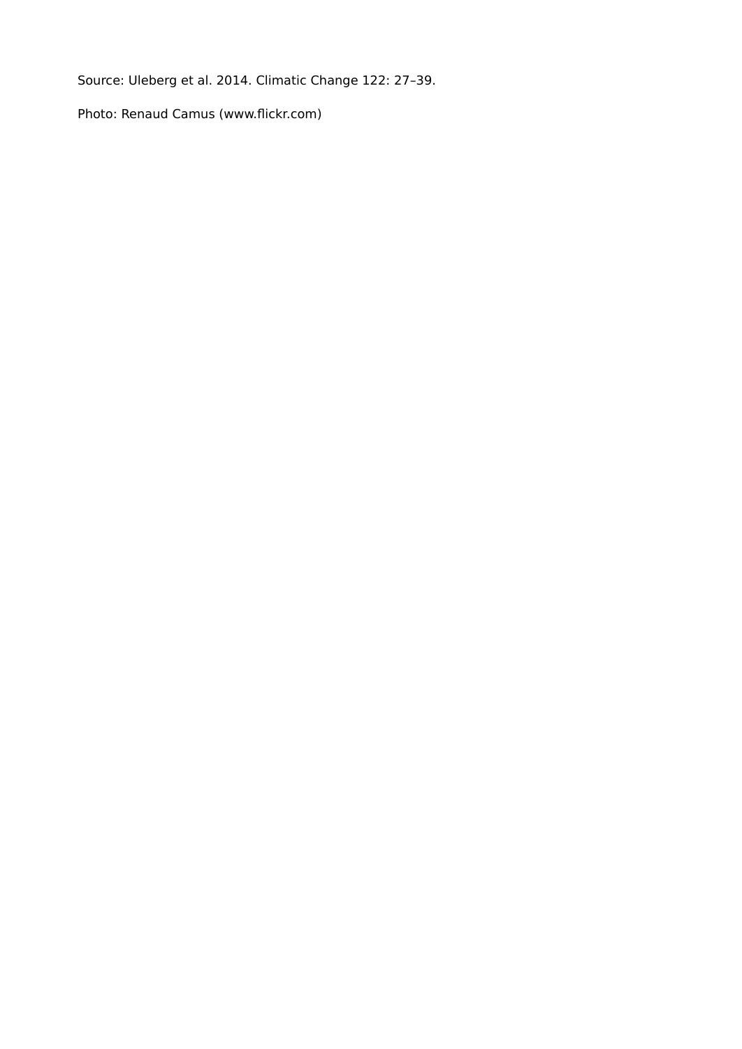Source: Uleberg et al. 2014. Climatic Change 122: 27–39.

Photo: Renaud Camus (www.flickr.com)